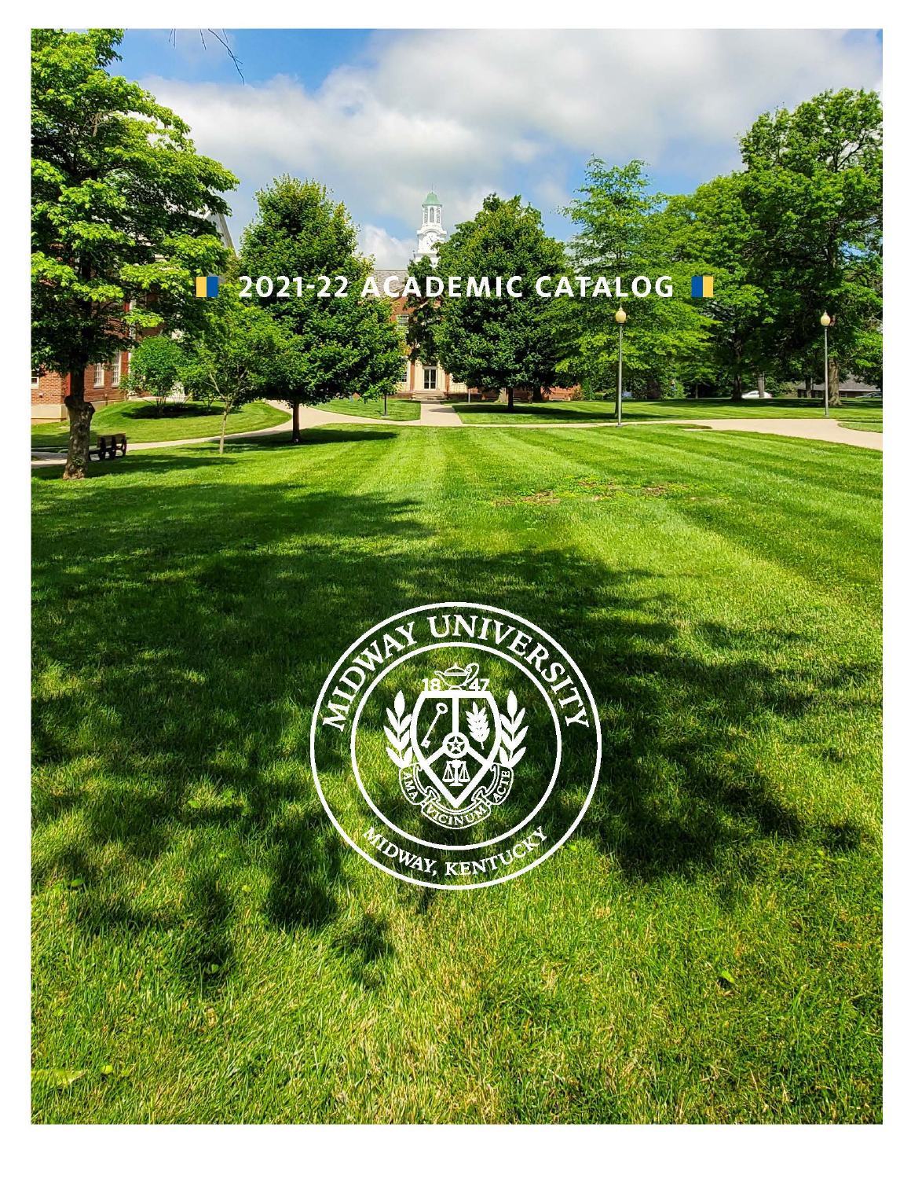# 2021-22 ACADEMIC CATALOG

MIDWAY UNIVERSITY

1847

AMA VICINUM ACTE

MIDWAY, KENTUCKY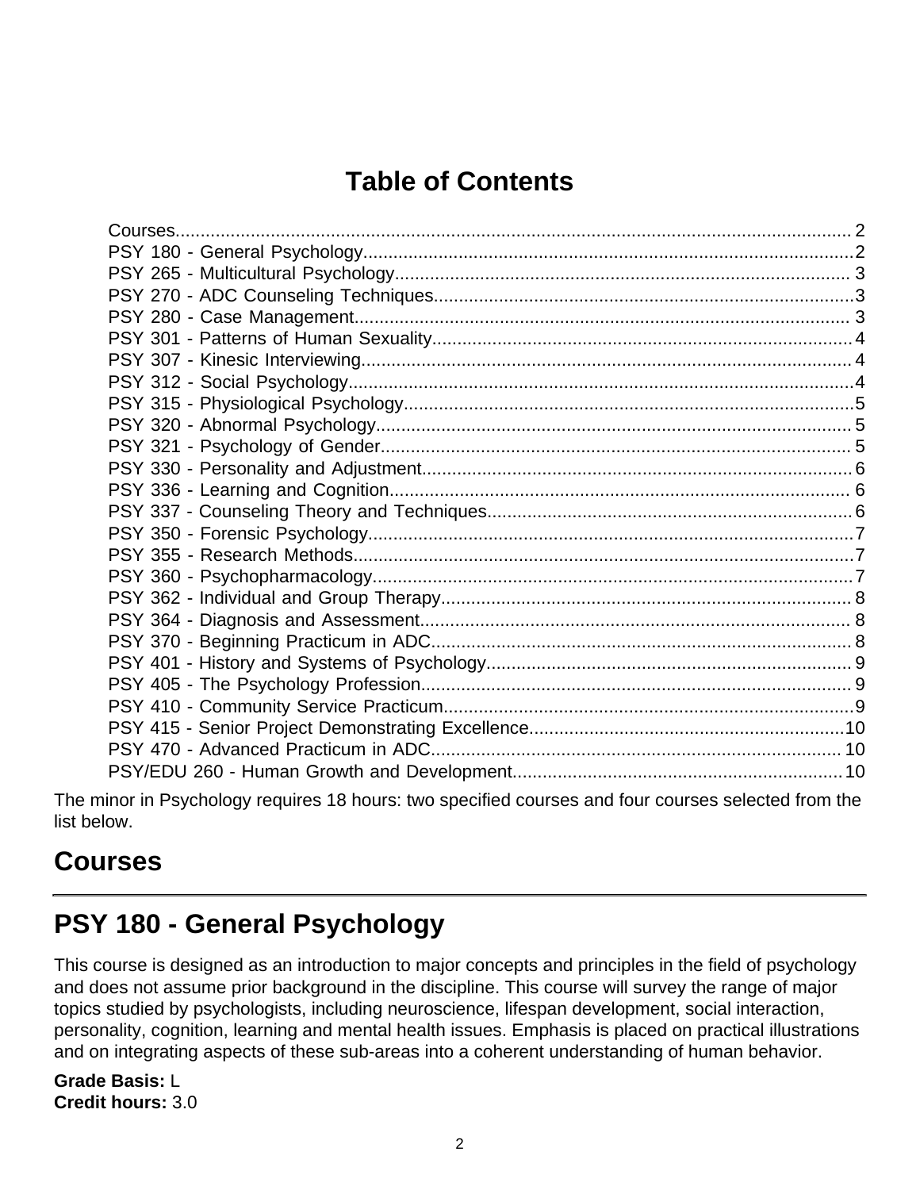# Table of Contents

- Courses........................................................................................................................ 2
- PSY 180 - General Psychology..................................................................................2
- PSY 265 - Multicultural Psychology........................................................................... 3
- PSY 270 - ADC Counseling Techniques....................................................................3
- PSY 280 - Case Management.................................................................................... 3
- PSY 301 - Patterns of Human Sexuality....................................................................4
- PSY 307 - Kinesic Interviewing.................................................................................. 4
- PSY 312 - Social Psychology.....................................................................................4
- PSY 315 - Physiological Psychology..........................................................................5
- PSY 320 - Abnormal Psychology................................................................................ 5
- PSY 321 - Psychology of Gender............................................................................... 5
- PSY 330 - Personality and Adjustment...................................................................... 6
- PSY 336 - Learning and Cognition............................................................................. 6
- PSY 337 - Counseling Theory and Techniques......................................................... 6
- PSY 350 - Forensic Psychology.................................................................................7
- PSY 355 - Research Methods....................................................................................7
- PSY 360 - Psychopharmacology................................................................................7
- PSY 362 - Individual and Group Therapy.................................................................. 8
- PSY 364 - Diagnosis and Assessment....................................................................... 8
- PSY 370 - Beginning Practicum in ADC..................................................................... 8
- PSY 401 - History and Systems of Psychology.......................................................... 9
- PSY 405 - The Psychology Profession...................................................................... 9
- PSY 410 - Community Service Practicum..................................................................9
- PSY 415 - Senior Project Demonstrating Excellence...............................................10
- PSY 470 - Advanced Practicum in ADC.................................................................. 10
- PSY/EDU 260 - Human Growth and Development..................................................10

The minor in Psychology requires 18 hours: two specified courses and four courses selected from the list below.

## Courses

---

## PSY 180 - General Psychology

This course is designed as an introduction to major concepts and principles in the field of psychology and does not assume prior background in the discipline. This course will survey the range of major topics studied by psychologists, including neuroscience, lifespan development, social interaction, personality, cognition, learning and mental health issues. Emphasis is placed on practical illustrations and on integrating aspects of these sub-areas into a coherent understanding of human behavior.

**Grade Basis:** L
**Credit hours:** 3.0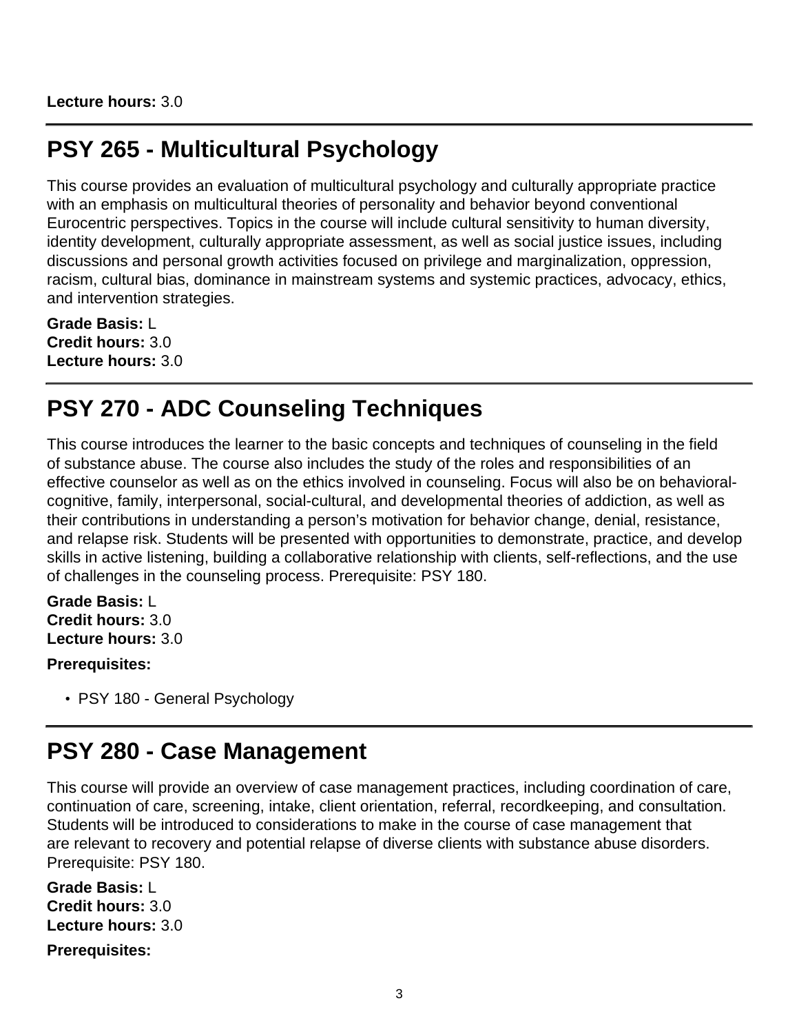**Lecture hours:** 3.0

## PSY 265 - Multicultural Psychology

This course provides an evaluation of multicultural psychology and culturally appropriate practice with an emphasis on multicultural theories of personality and behavior beyond conventional Eurocentric perspectives. Topics in the course will include cultural sensitivity to human diversity, identity development, culturally appropriate assessment, as well as social justice issues, including discussions and personal growth activities focused on privilege and marginalization, oppression, racism, cultural bias, dominance in mainstream systems and systemic practices, advocacy, ethics, and intervention strategies.

**Grade Basis:** L
**Credit hours:** 3.0
**Lecture hours:** 3.0

## PSY 270 - ADC Counseling Techniques

This course introduces the learner to the basic concepts and techniques of counseling in the field of substance abuse. The course also includes the study of the roles and responsibilities of an effective counselor as well as on the ethics involved in counseling. Focus will also be on behavioral-cognitive, family, interpersonal, social-cultural, and developmental theories of addiction, as well as their contributions in understanding a person's motivation for behavior change, denial, resistance, and relapse risk. Students will be presented with opportunities to demonstrate, practice, and develop skills in active listening, building a collaborative relationship with clients, self-reflections, and the use of challenges in the counseling process. Prerequisite: PSY 180.

**Grade Basis:** L
**Credit hours:** 3.0
**Lecture hours:** 3.0

**Prerequisites:**

- PSY 180 - General Psychology

## PSY 280 - Case Management

This course will provide an overview of case management practices, including coordination of care, continuation of care, screening, intake, client orientation, referral, recordkeeping, and consultation. Students will be introduced to considerations to make in the course of case management that are relevant to recovery and potential relapse of diverse clients with substance abuse disorders. Prerequisite: PSY 180.

**Grade Basis:** L
**Credit hours:** 3.0
**Lecture hours:** 3.0

**Prerequisites:**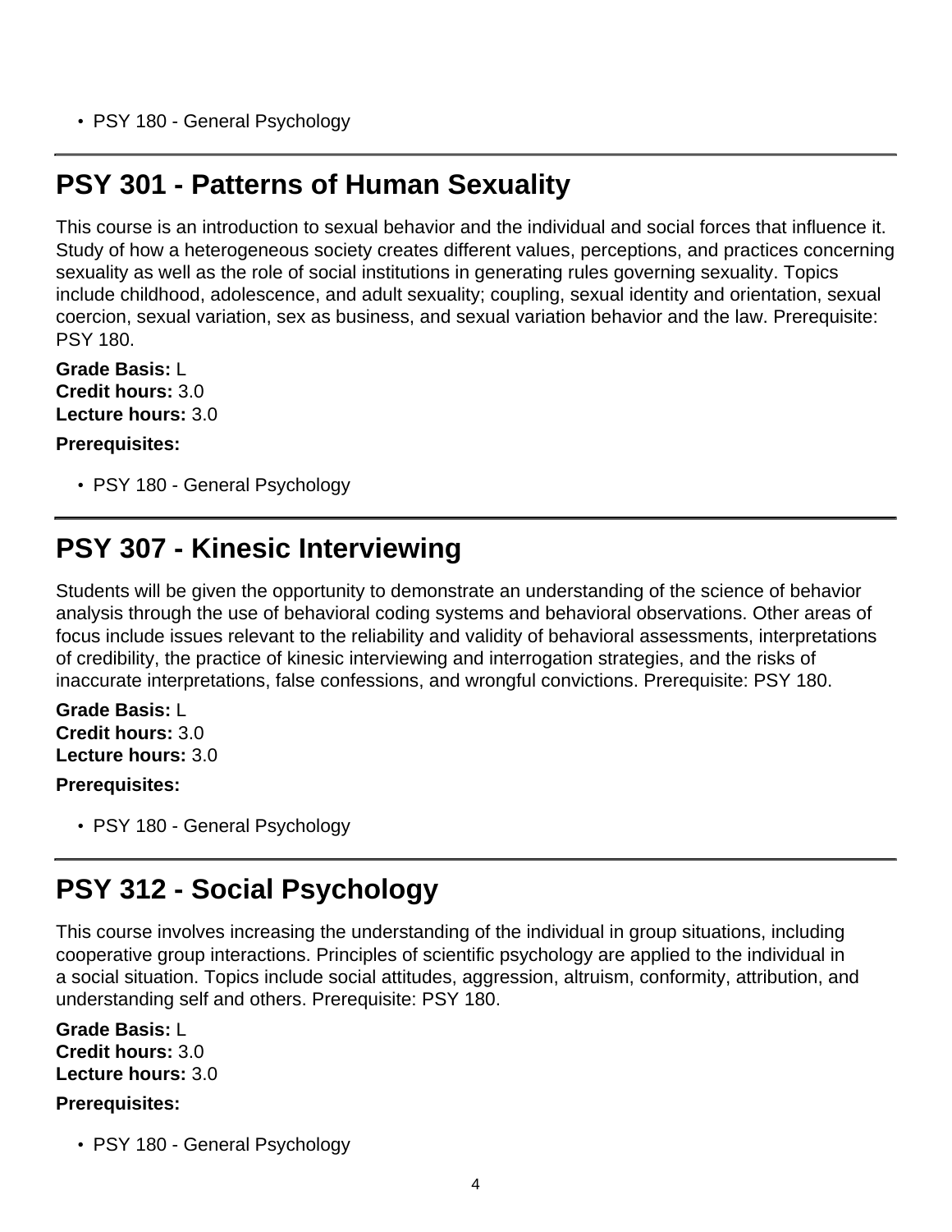- PSY 180 - General Psychology

## PSY 301 - Patterns of Human Sexuality

This course is an introduction to sexual behavior and the individual and social forces that influence it. Study of how a heterogeneous society creates different values, perceptions, and practices concerning sexuality as well as the role of social institutions in generating rules governing sexuality. Topics include childhood, adolescence, and adult sexuality; coupling, sexual identity and orientation, sexual coercion, sexual variation, sex as business, and sexual variation behavior and the law. Prerequisite: PSY 180.

**Grade Basis:** L
**Credit hours:** 3.0
**Lecture hours:** 3.0

**Prerequisites:**

- PSY 180 - General Psychology

## PSY 307 - Kinesic Interviewing

Students will be given the opportunity to demonstrate an understanding of the science of behavior analysis through the use of behavioral coding systems and behavioral observations. Other areas of focus include issues relevant to the reliability and validity of behavioral assessments, interpretations of credibility, the practice of kinesic interviewing and interrogation strategies, and the risks of inaccurate interpretations, false confessions, and wrongful convictions. Prerequisite: PSY 180.

**Grade Basis:** L
**Credit hours:** 3.0
**Lecture hours:** 3.0

**Prerequisites:**

- PSY 180 - General Psychology

## PSY 312 - Social Psychology

This course involves increasing the understanding of the individual in group situations, including cooperative group interactions. Principles of scientific psychology are applied to the individual in a social situation. Topics include social attitudes, aggression, altruism, conformity, attribution, and understanding self and others. Prerequisite: PSY 180.

**Grade Basis:** L
**Credit hours:** 3.0
**Lecture hours:** 3.0

**Prerequisites:**

- PSY 180 - General Psychology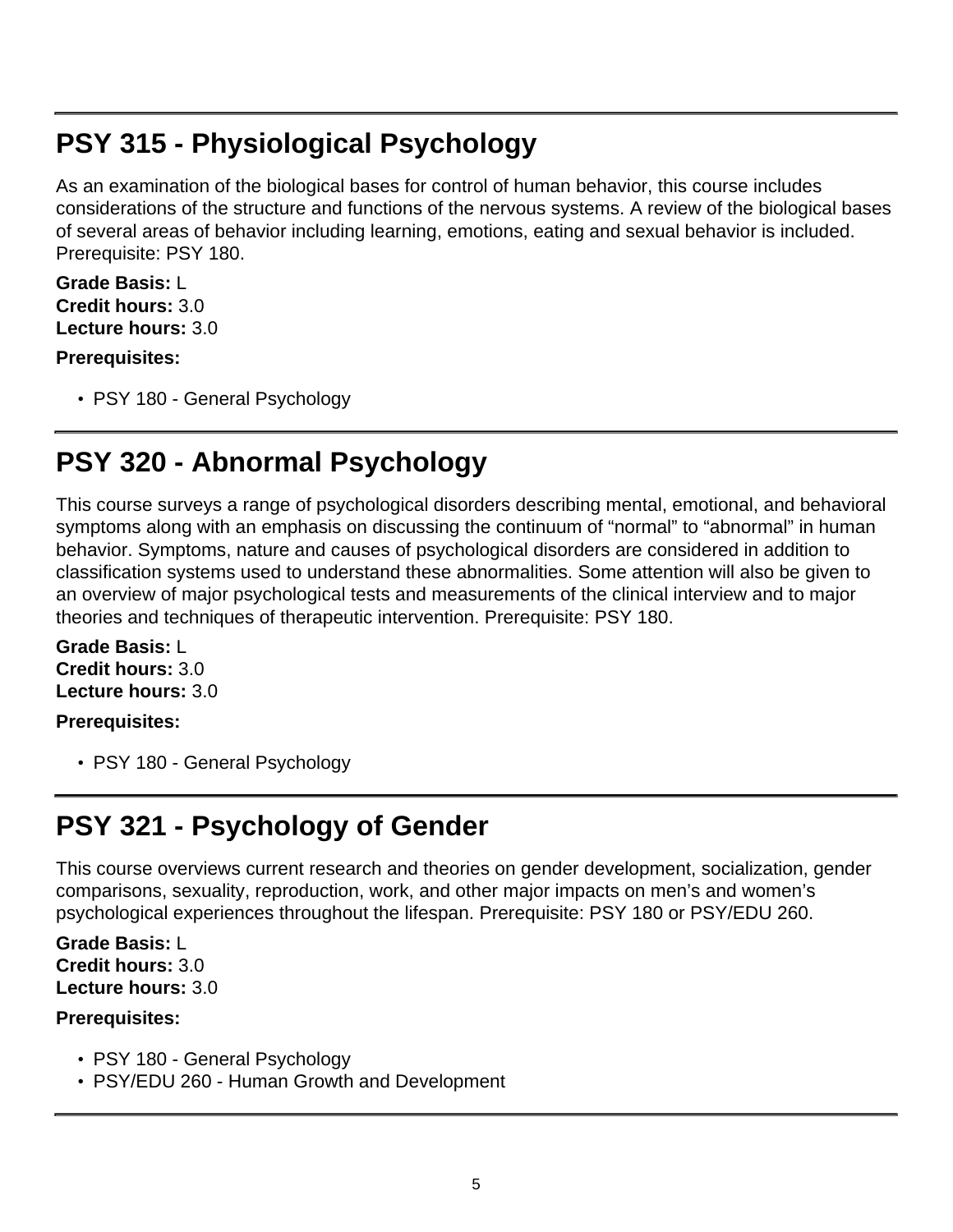## PSY 315 - Physiological Psychology

As an examination of the biological bases for control of human behavior, this course includes considerations of the structure and functions of the nervous systems. A review of the biological bases of several areas of behavior including learning, emotions, eating and sexual behavior is included. Prerequisite: PSY 180.

**Grade Basis:** L  
**Credit hours:** 3.0  
**Lecture hours:** 3.0

**Prerequisites:**

- PSY 180 - General Psychology

## PSY 320 - Abnormal Psychology

This course surveys a range of psychological disorders describing mental, emotional, and behavioral symptoms along with an emphasis on discussing the continuum of “normal” to “abnormal” in human behavior. Symptoms, nature and causes of psychological disorders are considered in addition to classification systems used to understand these abnormalities. Some attention will also be given to an overview of major psychological tests and measurements of the clinical interview and to major theories and techniques of therapeutic intervention. Prerequisite: PSY 180.

**Grade Basis:** L  
**Credit hours:** 3.0  
**Lecture hours:** 3.0

**Prerequisites:**

- PSY 180 - General Psychology

## PSY 321 - Psychology of Gender

This course overviews current research and theories on gender development, socialization, gender comparisons, sexuality, reproduction, work, and other major impacts on men’s and women’s psychological experiences throughout the lifespan. Prerequisite: PSY 180 or PSY/EDU 260.

**Grade Basis:** L  
**Credit hours:** 3.0  
**Lecture hours:** 3.0

**Prerequisites:**

- PSY 180 - General Psychology
- PSY/EDU 260 - Human Growth and Development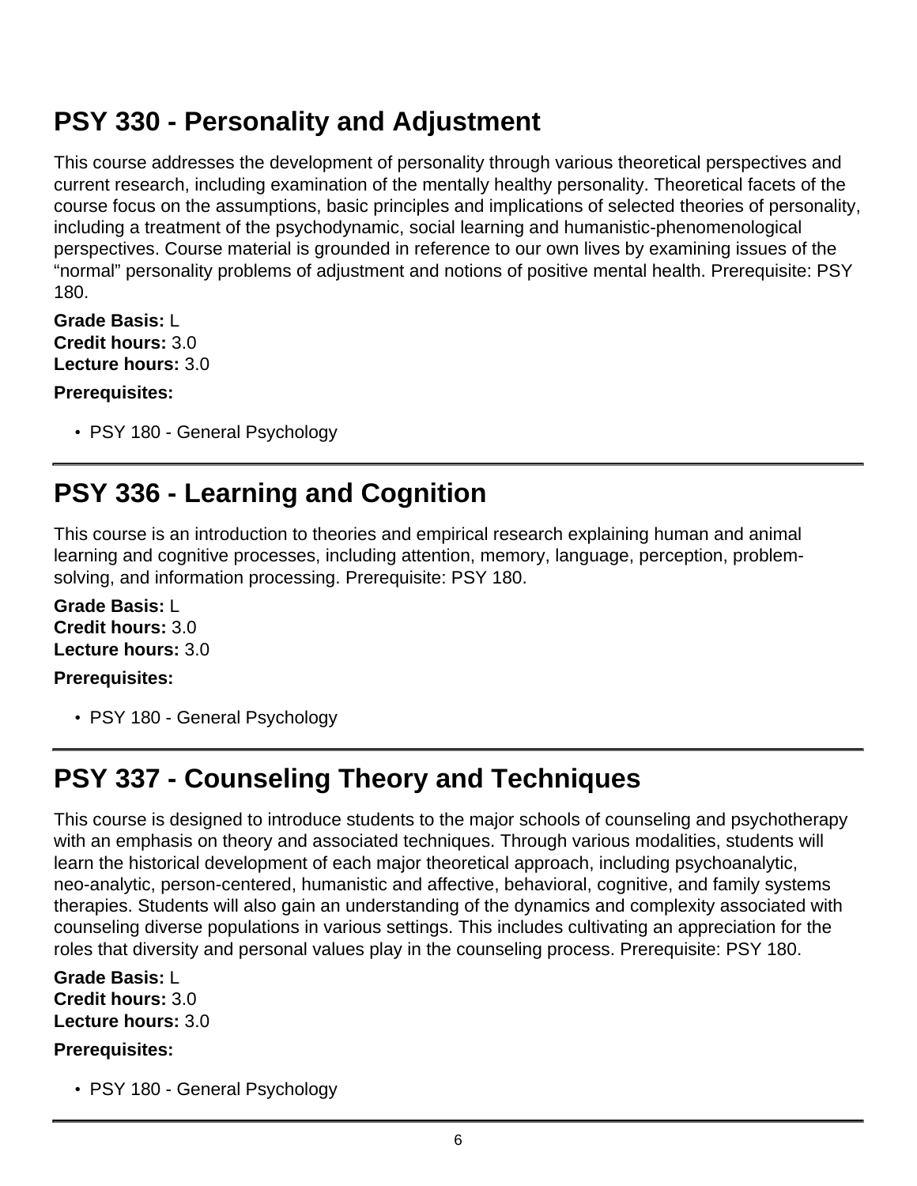## PSY 330 - Personality and Adjustment

This course addresses the development of personality through various theoretical perspectives and current research, including examination of the mentally healthy personality. Theoretical facets of the course focus on the assumptions, basic principles and implications of selected theories of personality, including a treatment of the psychodynamic, social learning and humanistic-phenomenological perspectives. Course material is grounded in reference to our own lives by examining issues of the "normal" personality problems of adjustment and notions of positive mental health. Prerequisite: PSY 180.

**Grade Basis:** L
**Credit hours:** 3.0
**Lecture hours:** 3.0

**Prerequisites:**

- PSY 180 - General Psychology

---

## PSY 336 - Learning and Cognition

This course is an introduction to theories and empirical research explaining human and animal learning and cognitive processes, including attention, memory, language, perception, problem-solving, and information processing. Prerequisite: PSY 180.

**Grade Basis:** L
**Credit hours:** 3.0
**Lecture hours:** 3.0

**Prerequisites:**

- PSY 180 - General Psychology

---

## PSY 337 - Counseling Theory and Techniques

This course is designed to introduce students to the major schools of counseling and psychotherapy with an emphasis on theory and associated techniques. Through various modalities, students will learn the historical development of each major theoretical approach, including psychoanalytic, neo-analytic, person-centered, humanistic and affective, behavioral, cognitive, and family systems therapies. Students will also gain an understanding of the dynamics and complexity associated with counseling diverse populations in various settings. This includes cultivating an appreciation for the roles that diversity and personal values play in the counseling process. Prerequisite: PSY 180.

**Grade Basis:** L
**Credit hours:** 3.0
**Lecture hours:** 3.0

**Prerequisites:**

- PSY 180 - General Psychology

---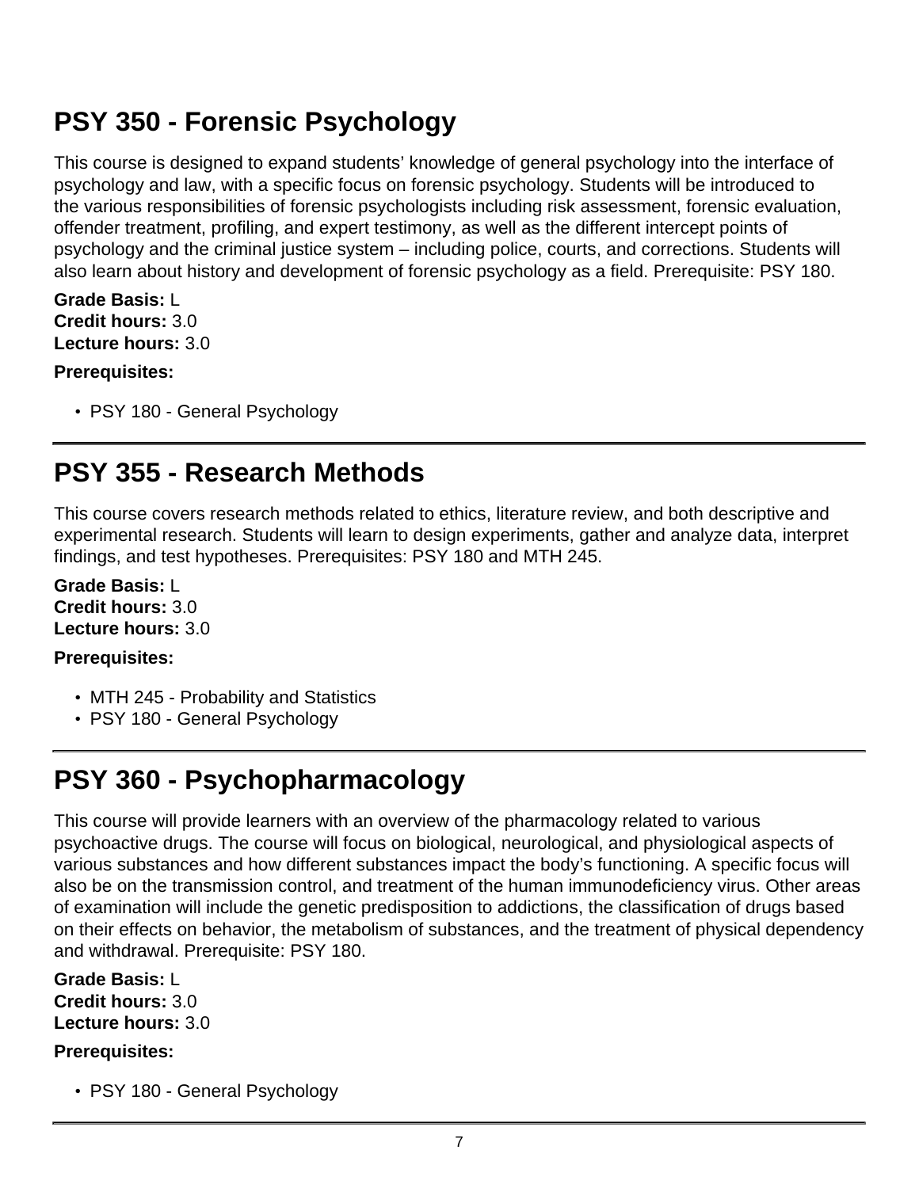## PSY 350 - Forensic Psychology

This course is designed to expand students' knowledge of general psychology into the interface of psychology and law, with a specific focus on forensic psychology. Students will be introduced to the various responsibilities of forensic psychologists including risk assessment, forensic evaluation, offender treatment, profiling, and expert testimony, as well as the different intercept points of psychology and the criminal justice system – including police, courts, and corrections. Students will also learn about history and development of forensic psychology as a field. Prerequisite: PSY 180.

**Grade Basis:** L
**Credit hours:** 3.0
**Lecture hours:** 3.0

**Prerequisites:**

- PSY 180 - General Psychology

---

## PSY 355 - Research Methods

This course covers research methods related to ethics, literature review, and both descriptive and experimental research. Students will learn to design experiments, gather and analyze data, interpret findings, and test hypotheses. Prerequisites: PSY 180 and MTH 245.

**Grade Basis:** L
**Credit hours:** 3.0
**Lecture hours:** 3.0

**Prerequisites:**

- MTH 245 - Probability and Statistics
- PSY 180 - General Psychology

---

## PSY 360 - Psychopharmacology

This course will provide learners with an overview of the pharmacology related to various psychoactive drugs. The course will focus on biological, neurological, and physiological aspects of various substances and how different substances impact the body's functioning. A specific focus will also be on the transmission control, and treatment of the human immunodeficiency virus. Other areas of examination will include the genetic predisposition to addictions, the classification of drugs based on their effects on behavior, the metabolism of substances, and the treatment of physical dependency and withdrawal. Prerequisite: PSY 180.

**Grade Basis:** L
**Credit hours:** 3.0
**Lecture hours:** 3.0

**Prerequisites:**

- PSY 180 - General Psychology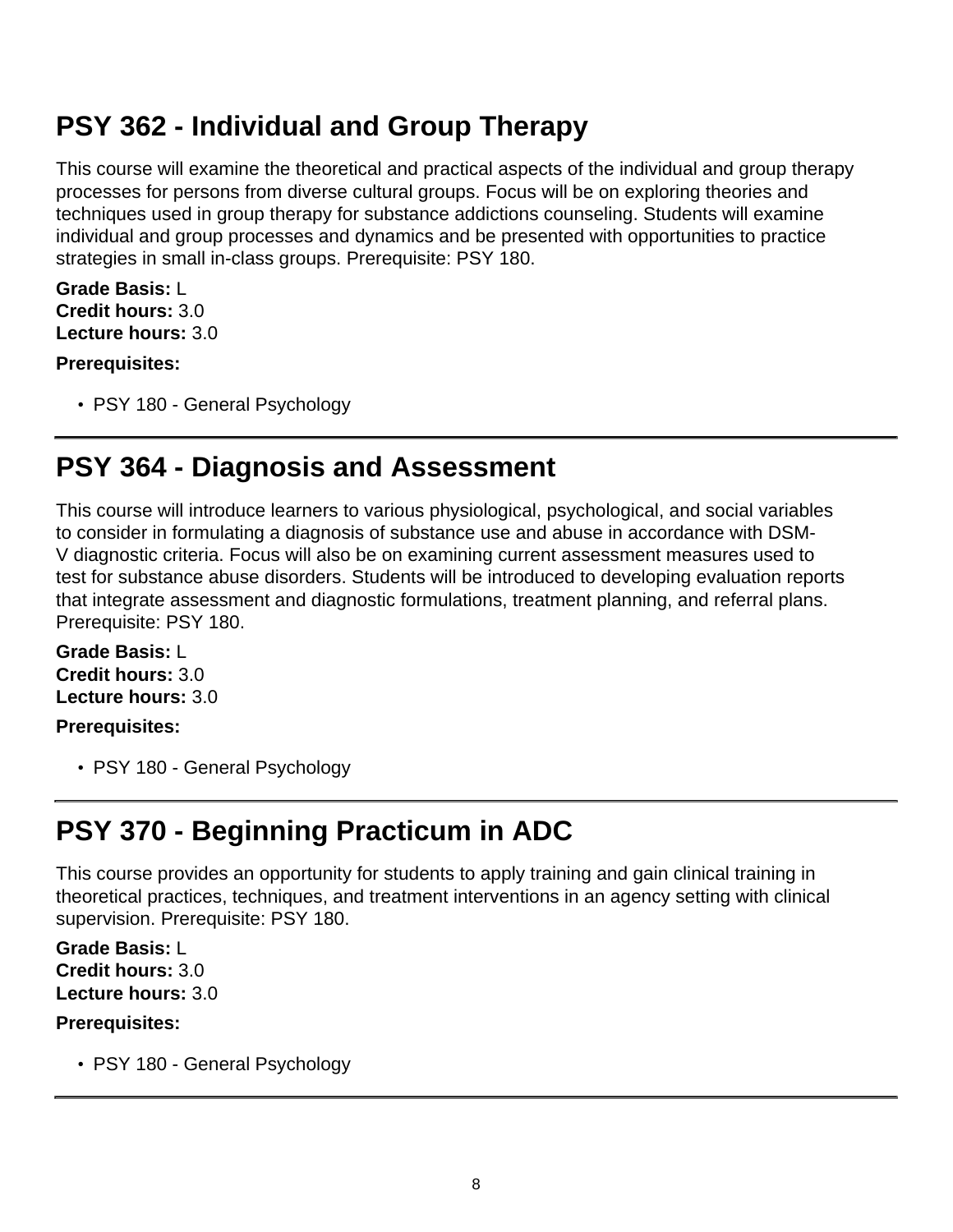## PSY 362 - Individual and Group Therapy

This course will examine the theoretical and practical aspects of the individual and group therapy processes for persons from diverse cultural groups. Focus will be on exploring theories and techniques used in group therapy for substance addictions counseling. Students will examine individual and group processes and dynamics and be presented with opportunities to practice strategies in small in-class groups. Prerequisite: PSY 180.

**Grade Basis:** L
**Credit hours:** 3.0
**Lecture hours:** 3.0

**Prerequisites:**

- PSY 180 - General Psychology

---

## PSY 364 - Diagnosis and Assessment

This course will introduce learners to various physiological, psychological, and social variables to consider in formulating a diagnosis of substance use and abuse in accordance with DSM-V diagnostic criteria. Focus will also be on examining current assessment measures used to test for substance abuse disorders. Students will be introduced to developing evaluation reports that integrate assessment and diagnostic formulations, treatment planning, and referral plans. Prerequisite: PSY 180.

**Grade Basis:** L
**Credit hours:** 3.0
**Lecture hours:** 3.0

**Prerequisites:**

- PSY 180 - General Psychology

---

## PSY 370 - Beginning Practicum in ADC

This course provides an opportunity for students to apply training and gain clinical training in theoretical practices, techniques, and treatment interventions in an agency setting with clinical supervision. Prerequisite: PSY 180.

**Grade Basis:** L
**Credit hours:** 3.0
**Lecture hours:** 3.0

**Prerequisites:**

- PSY 180 - General Psychology

---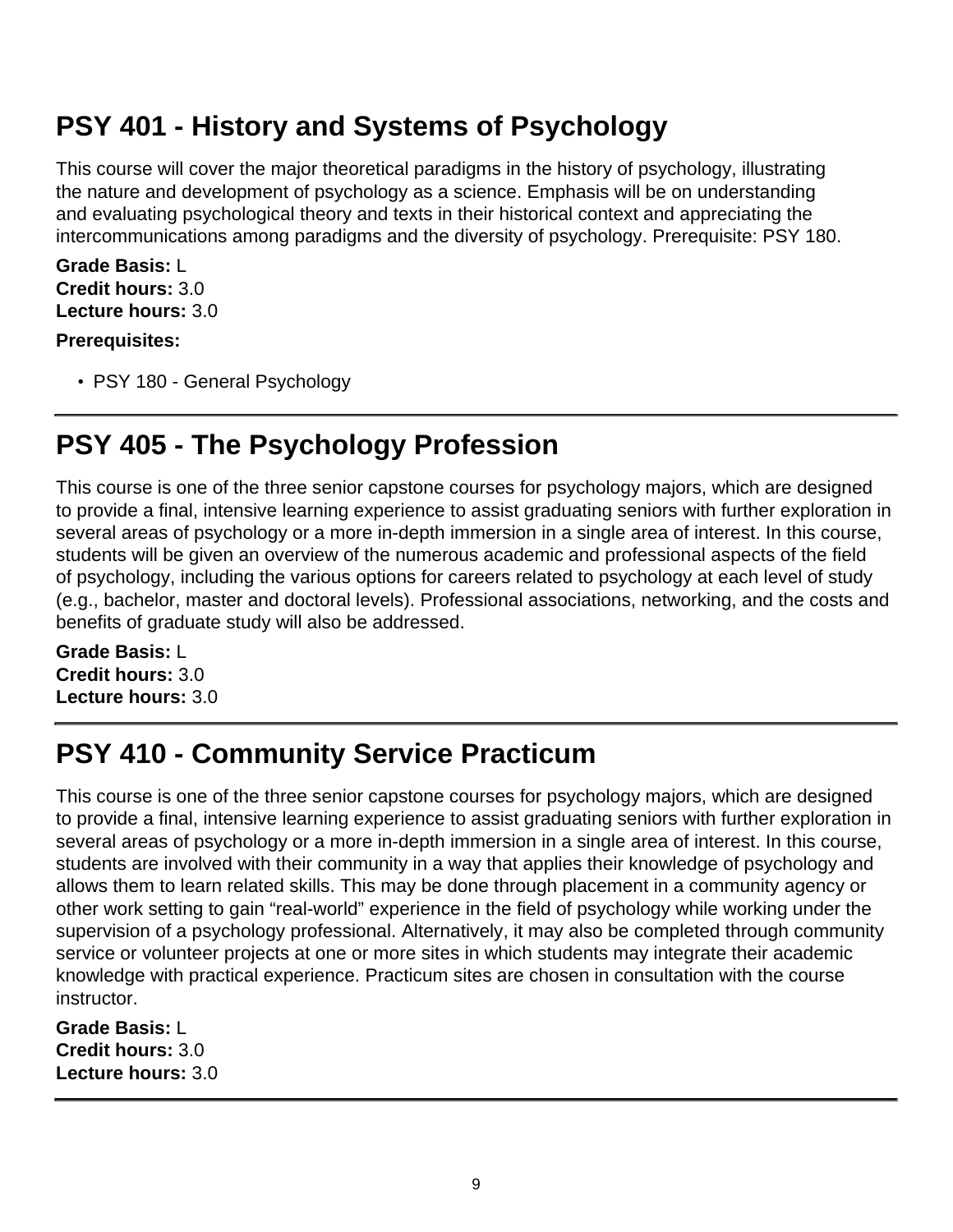## PSY 401 - History and Systems of Psychology

This course will cover the major theoretical paradigms in the history of psychology, illustrating the nature and development of psychology as a science. Emphasis will be on understanding and evaluating psychological theory and texts in their historical context and appreciating the intercommunications among paradigms and the diversity of psychology. Prerequisite: PSY 180.

**Grade Basis:** L
**Credit hours:** 3.0
**Lecture hours:** 3.0

**Prerequisites:**

- PSY 180 - General Psychology

---

## PSY 405 - The Psychology Profession

This course is one of the three senior capstone courses for psychology majors, which are designed to provide a final, intensive learning experience to assist graduating seniors with further exploration in several areas of psychology or a more in-depth immersion in a single area of interest. In this course, students will be given an overview of the numerous academic and professional aspects of the field of psychology, including the various options for careers related to psychology at each level of study (e.g., bachelor, master and doctoral levels). Professional associations, networking, and the costs and benefits of graduate study will also be addressed.

**Grade Basis:** L
**Credit hours:** 3.0
**Lecture hours:** 3.0

---

## PSY 410 - Community Service Practicum

This course is one of the three senior capstone courses for psychology majors, which are designed to provide a final, intensive learning experience to assist graduating seniors with further exploration in several areas of psychology or a more in-depth immersion in a single area of interest. In this course, students are involved with their community in a way that applies their knowledge of psychology and allows them to learn related skills. This may be done through placement in a community agency or other work setting to gain "real-world" experience in the field of psychology while working under the supervision of a psychology professional. Alternatively, it may also be completed through community service or volunteer projects at one or more sites in which students may integrate their academic knowledge with practical experience. Practicum sites are chosen in consultation with the course instructor.

**Grade Basis:** L
**Credit hours:** 3.0
**Lecture hours:** 3.0

---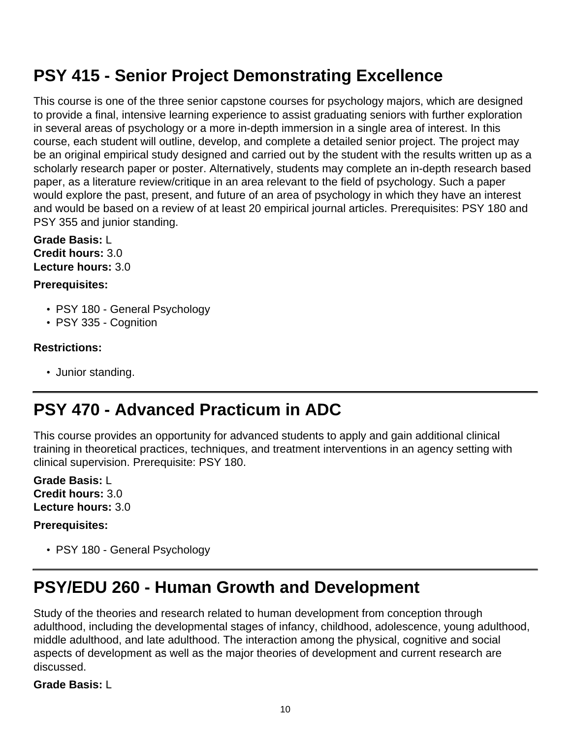## PSY 415 - Senior Project Demonstrating Excellence

This course is one of the three senior capstone courses for psychology majors, which are designed to provide a final, intensive learning experience to assist graduating seniors with further exploration in several areas of psychology or a more in-depth immersion in a single area of interest. In this course, each student will outline, develop, and complete a detailed senior project. The project may be an original empirical study designed and carried out by the student with the results written up as a scholarly research paper or poster. Alternatively, students may complete an in-depth research based paper, as a literature review/critique in an area relevant to the field of psychology. Such a paper would explore the past, present, and future of an area of psychology in which they have an interest and would be based on a review of at least 20 empirical journal articles. Prerequisites: PSY 180 and PSY 355 and junior standing.

**Grade Basis:** L
**Credit hours:** 3.0
**Lecture hours:** 3.0

**Prerequisites:**

- PSY 180 - General Psychology
- PSY 335 - Cognition

**Restrictions:**

- Junior standing.

---

## PSY 470 - Advanced Practicum in ADC

This course provides an opportunity for advanced students to apply and gain additional clinical training in theoretical practices, techniques, and treatment interventions in an agency setting with clinical supervision. Prerequisite: PSY 180.

**Grade Basis:** L
**Credit hours:** 3.0
**Lecture hours:** 3.0

**Prerequisites:**

- PSY 180 - General Psychology

---

## PSY/EDU 260 - Human Growth and Development

Study of the theories and research related to human development from conception through adulthood, including the developmental stages of infancy, childhood, adolescence, young adulthood, middle adulthood, and late adulthood. The interaction among the physical, cognitive and social aspects of development as well as the major theories of development and current research are discussed.

**Grade Basis:** L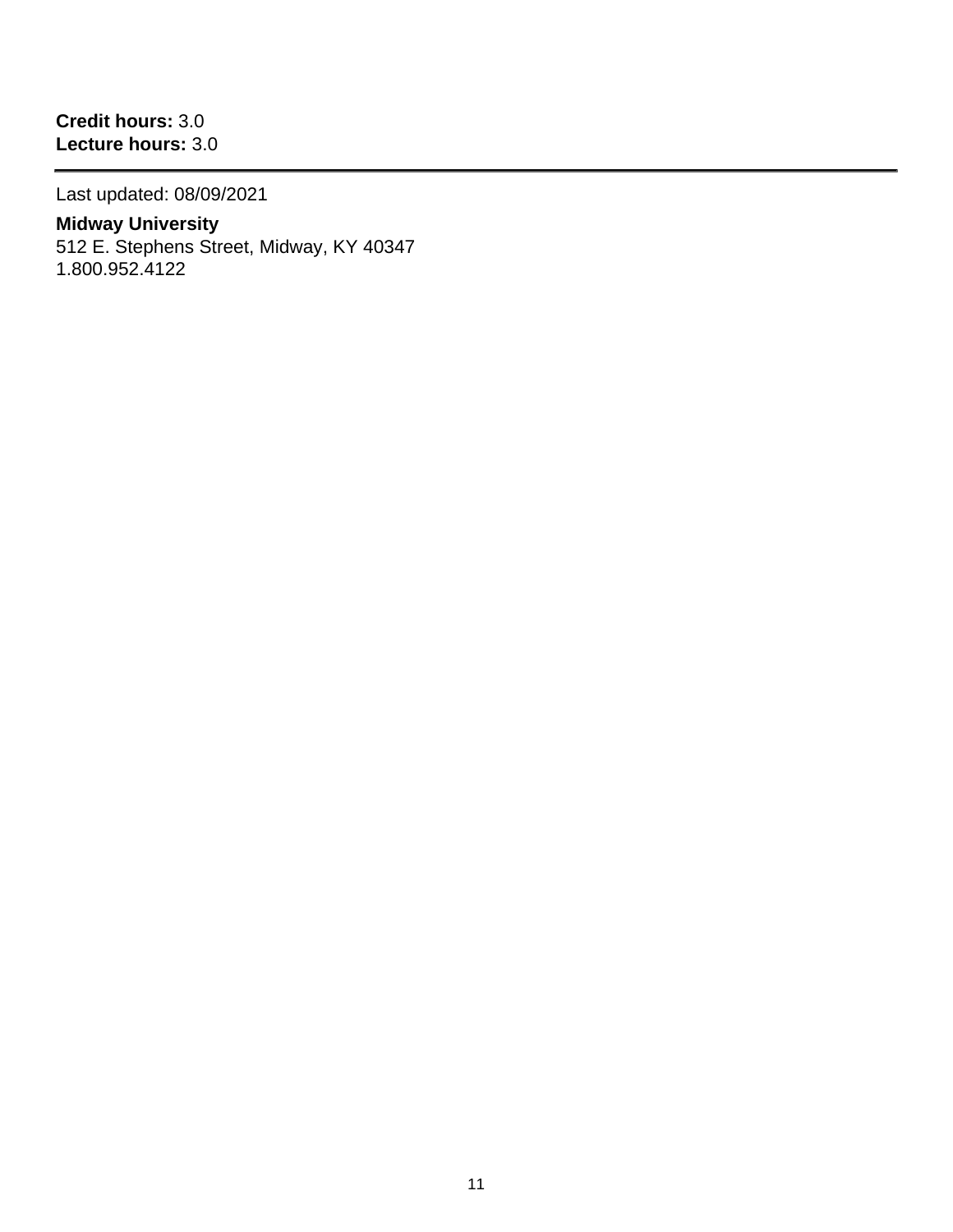**Credit hours:** 3.0
**Lecture hours:** 3.0

---

Last updated: 08/09/2021

**Midway University**
512 E. Stephens Street, Midway, KY 40347
1.800.952.4122